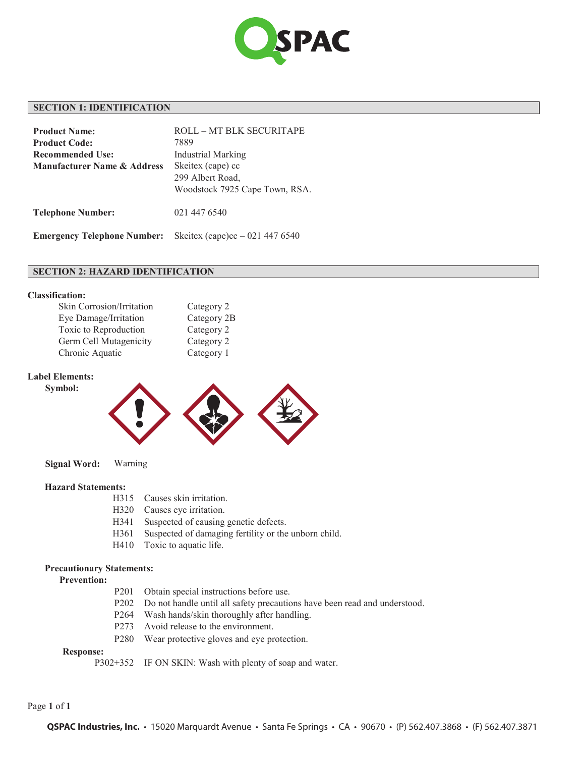## SECTION 1: IDENTIFICATION

| | |
|---|---|
| **Product Name:** | ROLL – MT BLK SECURITAPE |
| **Product Code:** | 7889 |
| **Recommended Use:** | Industrial Marking |
| **Manufacturer Name & Address** | Skeitex (cape) cc<br>299 Albert Road,<br>Woodstock 7925 Cape Town, RSA. |
| **Telephone Number:** | 021 447 6540 |
| **Emergency Telephone Number:** | Skeitex (cape)cc – 021 447 6540 |

## SECTION 2: HAZARD IDENTIFICATION

**Classification:**

| | |
|---|---|
| Skin Corrosion/Irritation | Category 2 |
| Eye Damage/Irritation | Category 2B |
| Toxic to Reproduction | Category 2 |
| Germ Cell Mutagenicity | Category 2 |
| Chronic Aquatic | Category 1 |

**Label Elements:**

**Symbol:**

**Signal Word:** Warning

**Hazard Statements:**

- H315 Causes skin irritation.
- H320 Causes eye irritation.
- H341 Suspected of causing genetic defects.
- H361 Suspected of damaging fertility or the unborn child.
- H410 Toxic to aquatic life.

**Precautionary Statements:**

**Prevention:**

- P201 Obtain special instructions before use.
- P202 Do not handle until all safety precautions have been read and understood.
- P264 Wash hands/skin thoroughly after handling.
- P273 Avoid release to the environment.
- P280 Wear protective gloves and eye protection.

**Response:**

- P302+352 IF ON SKIN: Wash with plenty of soap and water.

**QSPAC Industries, Inc.** • 15020 Marquardt Avenue • Santa Fe Springs • CA • 90670 • (P) 562.407.3868 • (F) 562.407.3871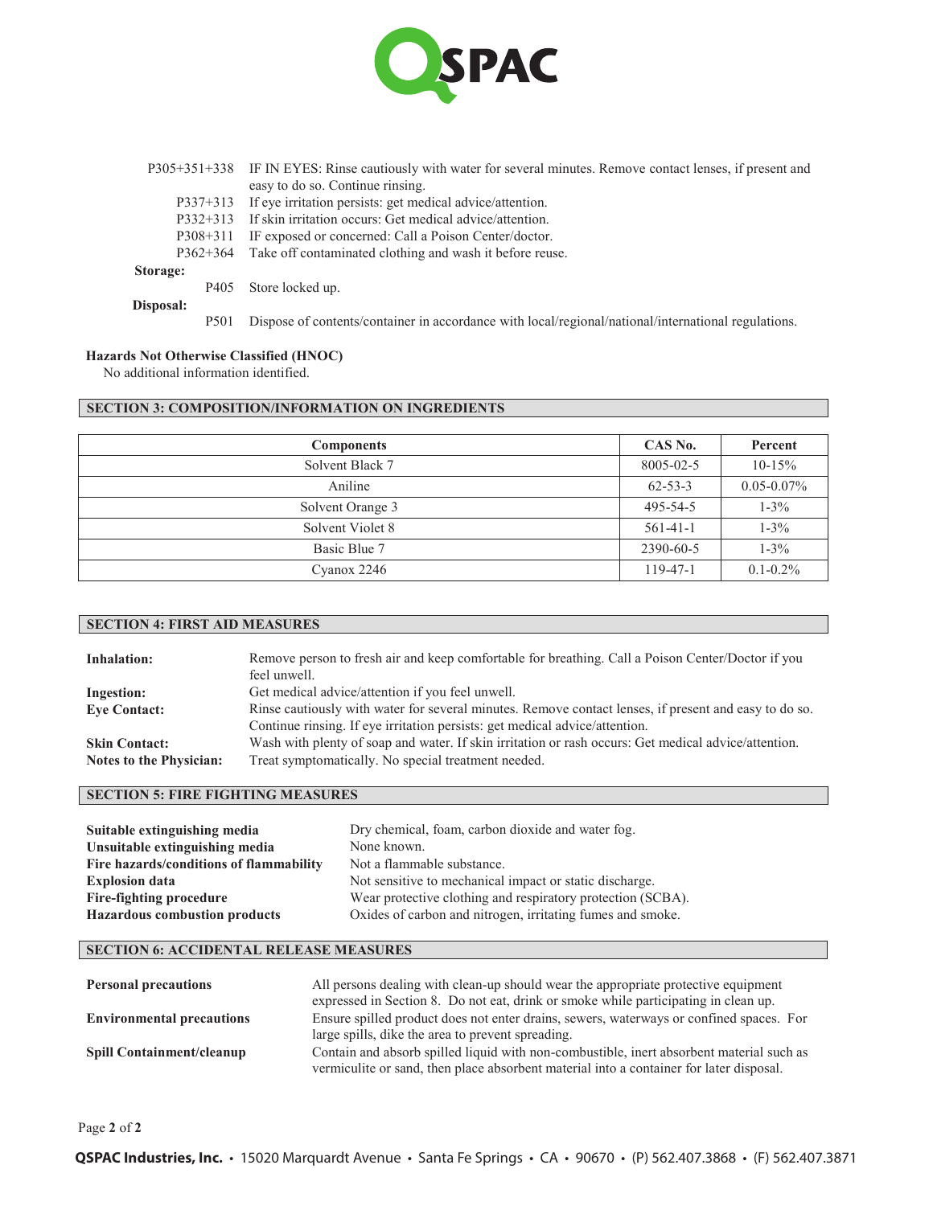P305+351+338 IF IN EYES: Rinse cautiously with water for several minutes. Remove contact lenses, if present and easy to do so. Continue rinsing.

P337+313 If eye irritation persists: get medical advice/attention.

P332+313 If skin irritation occurs: Get medical advice/attention.

P308+311 IF exposed or concerned: Call a Poison Center/doctor.

P362+364 Take off contaminated clothing and wash it before reuse.

**Storage:**

P405 Store locked up.

**Disposal:**

P501 Dispose of contents/container in accordance with local/regional/national/international regulations.

**Hazards Not Otherwise Classified (HNOC)**

No additional information identified.

## SECTION 3: COMPOSITION/INFORMATION ON INGREDIENTS

| Components | CAS No. | Percent |
|---|---|---|
| Solvent Black 7 | 8005-02-5 | 10-15% |
| Aniline | 62-53-3 | 0.05-0.07% |
| Solvent Orange 3 | 495-54-5 | 1-3% |
| Solvent Violet 8 | 561-41-1 | 1-3% |
| Basic Blue 7 | 2390-60-5 | 1-3% |
| Cyanox 2246 | 119-47-1 | 0.1-0.2% |

## SECTION 4: FIRST AID MEASURES

**Inhalation:** Remove person to fresh air and keep comfortable for breathing. Call a Poison Center/Doctor if you feel unwell.

**Ingestion:** Get medical advice/attention if you feel unwell.

**Eye Contact:** Rinse cautiously with water for several minutes. Remove contact lenses, if present and easy to do so. Continue rinsing. If eye irritation persists: get medical advice/attention.

**Skin Contact:** Wash with plenty of soap and water. If skin irritation or rash occurs: Get medical advice/attention.

**Notes to the Physician:** Treat symptomatically. No special treatment needed.

## SECTION 5: FIRE FIGHTING MEASURES

**Suitable extinguishing media** Dry chemical, foam, carbon dioxide and water fog.

**Unsuitable extinguishing media** None known.

**Fire hazards/conditions of flammability** Not a flammable substance.

**Explosion data** Not sensitive to mechanical impact or static discharge.

**Fire-fighting procedure** Wear protective clothing and respiratory protection (SCBA).

**Hazardous combustion products** Oxides of carbon and nitrogen, irritating fumes and smoke.

## SECTION 6: ACCIDENTAL RELEASE MEASURES

**Personal precautions** All persons dealing with clean-up should wear the appropriate protective equipment expressed in Section 8. Do not eat, drink or smoke while participating in clean up.

**Environmental precautions** Ensure spilled product does not enter drains, sewers, waterways or confined spaces. For large spills, dike the area to prevent spreading.

**Spill Containment/cleanup** Contain and absorb spilled liquid with non-combustible, inert absorbent material such as vermiculite or sand, then place absorbent material into a container for later disposal.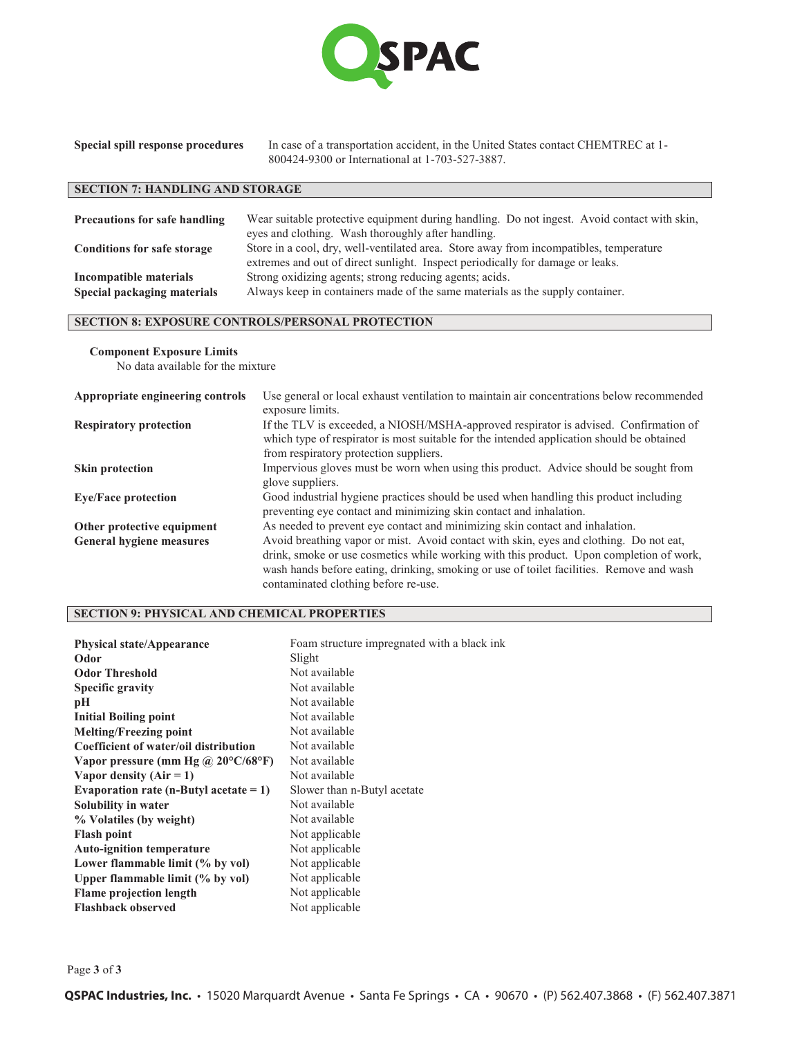| | |
|---|---|
| **Special spill response procedures** | In case of a transportation accident, in the United States contact CHEMTREC at 1-800424-9300 or International at 1-703-527-3887. |

## SECTION 7: HANDLING AND STORAGE

| | |
|---|---|
| **Precautions for safe handling** | Wear suitable protective equipment during handling. Do not ingest. Avoid contact with skin, eyes and clothing. Wash thoroughly after handling. |
| **Conditions for safe storage** | Store in a cool, dry, well-ventilated area. Store away from incompatibles, temperature extremes and out of direct sunlight. Inspect periodically for damage or leaks. |
| **Incompatible materials** | Strong oxidizing agents; strong reducing agents; acids. |
| **Special packaging materials** | Always keep in containers made of the same materials as the supply container. |

## SECTION 8: EXPOSURE CONTROLS/PERSONAL PROTECTION

**Component Exposure Limits**

No data available for the mixture

| | |
|---|---|
| **Appropriate engineering controls** | Use general or local exhaust ventilation to maintain air concentrations below recommended exposure limits. |
| **Respiratory protection** | If the TLV is exceeded, a NIOSH/MSHA-approved respirator is advised. Confirmation of which type of respirator is most suitable for the intended application should be obtained from respiratory protection suppliers. |
| **Skin protection** | Impervious gloves must be worn when using this product. Advice should be sought from glove suppliers. |
| **Eye/Face protection** | Good industrial hygiene practices should be used when handling this product including preventing eye contact and minimizing skin contact and inhalation. |
| **Other protective equipment** | As needed to prevent eye contact and minimizing skin contact and inhalation. |
| **General hygiene measures** | Avoid breathing vapor or mist. Avoid contact with skin, eyes and clothing. Do not eat, drink, smoke or use cosmetics while working with this product. Upon completion of work, wash hands before eating, drinking, smoking or use of toilet facilities. Remove and wash contaminated clothing before re-use. |

## SECTION 9: PHYSICAL AND CHEMICAL PROPERTIES

| | |
|---|---|
| **Physical state/Appearance** | Foam structure impregnated with a black ink |
| **Odor** | Slight |
| **Odor Threshold** | Not available |
| **Specific gravity** | Not available |
| **pH** | Not available |
| **Initial Boiling point** | Not available |
| **Melting/Freezing point** | Not available |
| **Coefficient of water/oil distribution** | Not available |
| **Vapor pressure (mm Hg @ 20°C/68°F)** | Not available |
| **Vapor density (Air = 1)** | Not available |
| **Evaporation rate (n-Butyl acetate = 1)** | Slower than n-Butyl acetate |
| **Solubility in water** | Not available |
| **% Volatiles (by weight)** | Not available |
| **Flash point** | Not applicable |
| **Auto-ignition temperature** | Not applicable |
| **Lower flammable limit (% by vol)** | Not applicable |
| **Upper flammable limit (% by vol)** | Not applicable |
| **Flame projection length** | Not applicable |
| **Flashback observed** | Not applicable |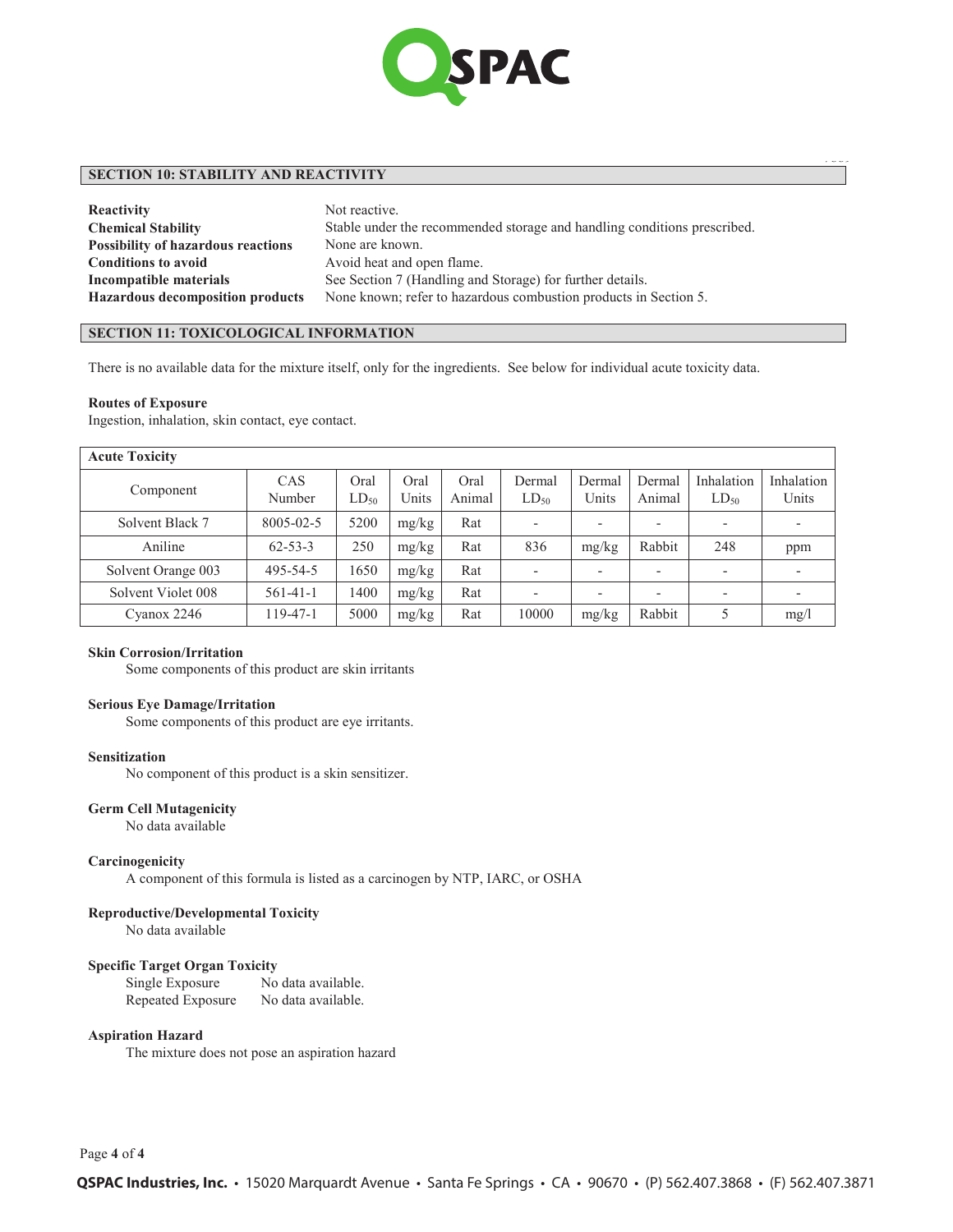## SECTION 10: STABILITY AND REACTIVITY

| | |
|---|---|
| **Reactivity** | Not reactive. |
| **Chemical Stability** | Stable under the recommended storage and handling conditions prescribed. |
| **Possibility of hazardous reactions** | None are known. |
| **Conditions to avoid** | Avoid heat and open flame. |
| **Incompatible materials** | See Section 7 (Handling and Storage) for further details. |
| **Hazardous decomposition products** | None known; refer to hazardous combustion products in Section 5. |

## SECTION 11: TOXICOLOGICAL INFORMATION

There is no available data for the mixture itself, only for the ingredients. See below for individual acute toxicity data.

**Routes of Exposure**
Ingestion, inhalation, skin contact, eye contact.

| Acute Toxicity | | | | | | | | | |
|---|---|---|---|---|---|---|---|---|---|
| Component | CAS Number | Oral $LD_{50}$ | Oral Units | Oral Animal | Dermal $LD_{50}$ | Dermal Units | Dermal Animal | Inhalation $LD_{50}$ | Inhalation Units |
| Solvent Black 7 | 8005-02-5 | 5200 | mg/kg | Rat | - | - | - | - | - |
| Aniline | 62-53-3 | 250 | mg/kg | Rat | 836 | mg/kg | Rabbit | 248 | ppm |
| Solvent Orange 003 | 495-54-5 | 1650 | mg/kg | Rat | - | - | - | - | - |
| Solvent Violet 008 | 561-41-1 | 1400 | mg/kg | Rat | - | - | - | - | - |
| Cyanox 2246 | 119-47-1 | 5000 | mg/kg | Rat | 10000 | mg/kg | Rabbit | 5 | mg/l |

**Skin Corrosion/Irritation**
Some components of this product are skin irritants

**Serious Eye Damage/Irritation**
Some components of this product are eye irritants.

**Sensitization**
No component of this product is a skin sensitizer.

**Germ Cell Mutagenicity**
No data available

**Carcinogenicity**
A component of this formula is listed as a carcinogen by NTP, IARC, or OSHA

**Reproductive/Developmental Toxicity**
No data available

**Specific Target Organ Toxicity**

| | |
|---|---|
| Single Exposure | No data available. |
| Repeated Exposure | No data available. |

**Aspiration Hazard**
The mixture does not pose an aspiration hazard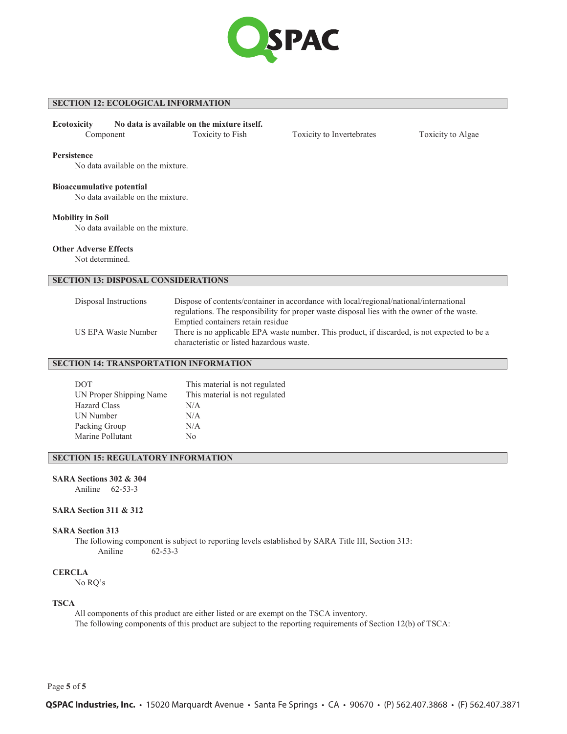## SECTION 12: ECOLOGICAL INFORMATION

**Ecotoxicity** **No data is available on the mixture itself.**

| Component | Toxicity to Fish | Toxicity to Invertebrates | Toxicity to Algae |
|---|---|---|---|

**Persistence**

No data available on the mixture.

**Bioaccumulative potential**

No data available on the mixture.

**Mobility in Soil**

No data available on the mixture.

**Other Adverse Effects**

Not determined.

## SECTION 13: DISPOSAL CONSIDERATIONS

| | |
|---|---|
| Disposal Instructions | Dispose of contents/container in accordance with local/regional/national/international regulations. The responsibility for proper waste disposal lies with the owner of the waste. Emptied containers retain residue |
| US EPA Waste Number | There is no applicable EPA waste number. This product, if discarded, is not expected to be a characteristic or listed hazardous waste. |

## SECTION 14: TRANSPORTATION INFORMATION

| | |
|---|---|
| DOT | This material is not regulated |
| UN Proper Shipping Name | This material is not regulated |
| Hazard Class | N/A |
| UN Number | N/A |
| Packing Group | N/A |
| Marine Pollutant | No |

## SECTION 15: REGULATORY INFORMATION

**SARA Sections 302 & 304**

Aniline 62-53-3

**SARA Section 311 & 312**

**SARA Section 313**

The following component is subject to reporting levels established by SARA Title III, Section 313:

Aniline 62-53-3

**CERCLA**

No RQ's

**TSCA**

All components of this product are either listed or are exempt on the TSCA inventory.

The following components of this product are subject to the reporting requirements of Section 12(b) of TSCA: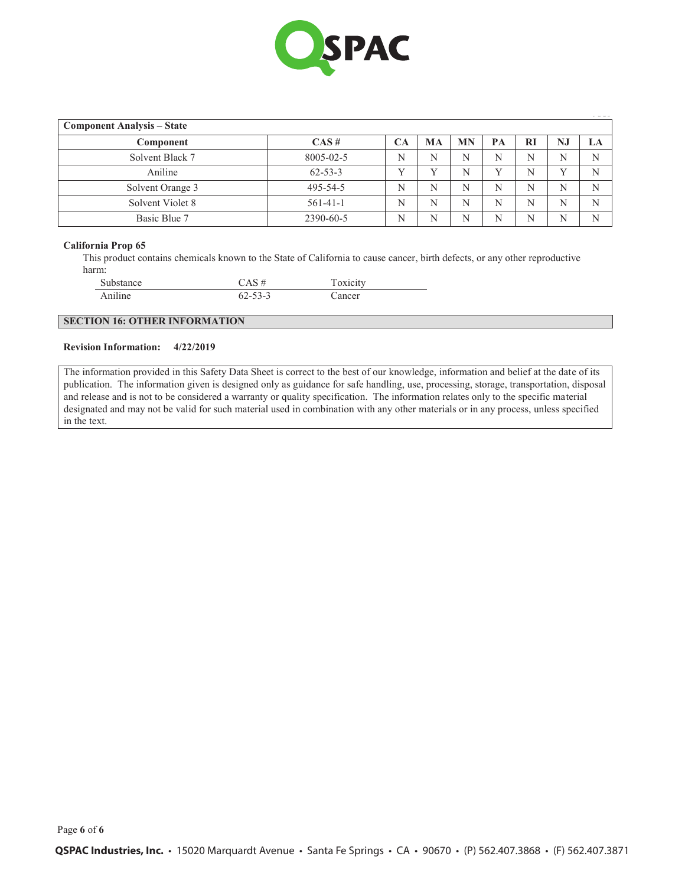**Component Analysis – State**

| Component | CAS # | CA | MA | MN | PA | RI | NJ | LA |
|---|---|---|---|---|---|---|---|---|
| Solvent Black 7 | 8005-02-5 | N | N | N | N | N | N | N |
| Aniline | 62-53-3 | Y | Y | N | Y | N | Y | N |
| Solvent Orange 3 | 495-54-5 | N | N | N | N | N | N | N |
| Solvent Violet 8 | 561-41-1 | N | N | N | N | N | N | N |
| Basic Blue 7 | 2390-60-5 | N | N | N | N | N | N | N |

**California Prop 65**

This product contains chemicals known to the State of California to cause cancer, birth defects, or any other reproductive harm:

| Substance | CAS # | Toxicity |
|---|---|---|
| Aniline | 62-53-3 | Cancer |

## SECTION 16: OTHER INFORMATION

**Revision Information: 4/22/2019**

The information provided in this Safety Data Sheet is correct to the best of our knowledge, information and belief at the date of its publication. The information given is designed only as guidance for safe handling, use, processing, storage, transportation, disposal and release and is not to be considered a warranty or quality specification. The information relates only to the specific material designated and may not be valid for such material used in combination with any other materials or in any process, unless specified in the text.